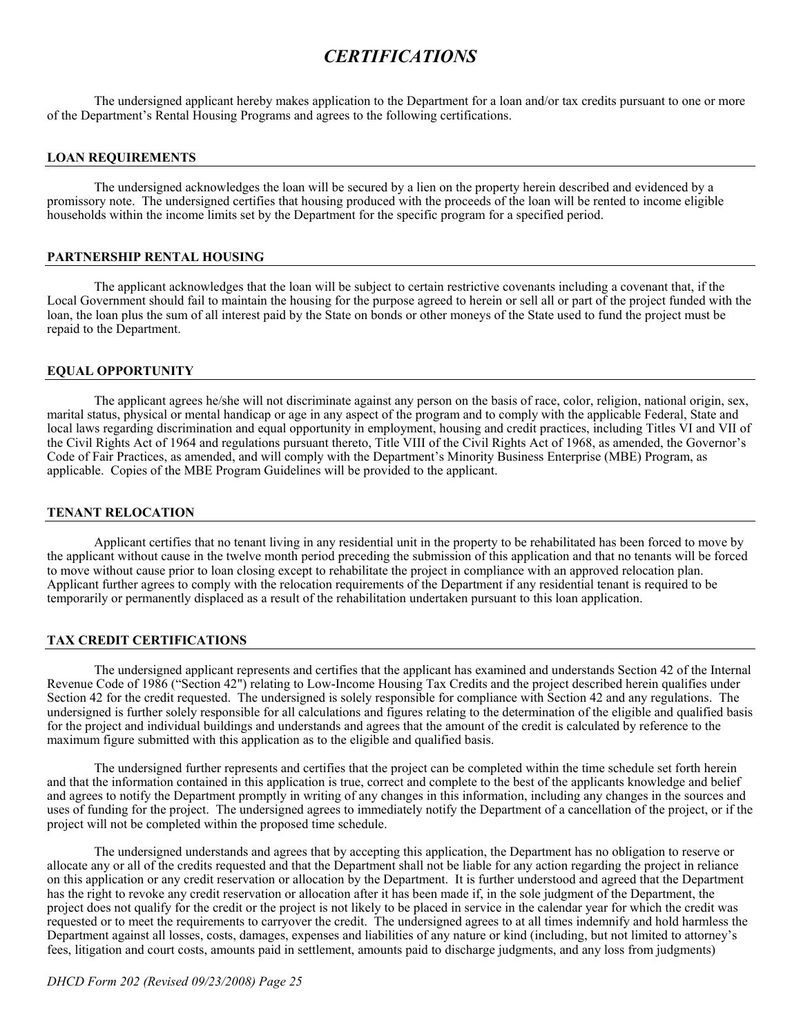# *CERTIFICATIONS*

The undersigned applicant hereby makes application to the Department for a loan and/or tax credits pursuant to one or more of the Department's Rental Housing Programs and agrees to the following certifications.

## LOAN REQUIREMENTS

The undersigned acknowledges the loan will be secured by a lien on the property herein described and evidenced by a promissory note. The undersigned certifies that housing produced with the proceeds of the loan will be rented to income eligible households within the income limits set by the Department for the specific program for a specified period.

## PARTNERSHIP RENTAL HOUSING

The applicant acknowledges that the loan will be subject to certain restrictive covenants including a covenant that, if the Local Government should fail to maintain the housing for the purpose agreed to herein or sell all or part of the project funded with the loan, the loan plus the sum of all interest paid by the State on bonds or other moneys of the State used to fund the project must be repaid to the Department.

## EQUAL OPPORTUNITY

The applicant agrees he/she will not discriminate against any person on the basis of race, color, religion, national origin, sex, marital status, physical or mental handicap or age in any aspect of the program and to comply with the applicable Federal, State and local laws regarding discrimination and equal opportunity in employment, housing and credit practices, including Titles VI and VII of the Civil Rights Act of 1964 and regulations pursuant thereto, Title VIII of the Civil Rights Act of 1968, as amended, the Governor's Code of Fair Practices, as amended, and will comply with the Department's Minority Business Enterprise (MBE) Program, as applicable. Copies of the MBE Program Guidelines will be provided to the applicant.

## TENANT RELOCATION

Applicant certifies that no tenant living in any residential unit in the property to be rehabilitated has been forced to move by the applicant without cause in the twelve month period preceding the submission of this application and that no tenants will be forced to move without cause prior to loan closing except to rehabilitate the project in compliance with an approved relocation plan. Applicant further agrees to comply with the relocation requirements of the Department if any residential tenant is required to be temporarily or permanently displaced as a result of the rehabilitation undertaken pursuant to this loan application.

## TAX CREDIT CERTIFICATIONS

The undersigned applicant represents and certifies that the applicant has examined and understands Section 42 of the Internal Revenue Code of 1986 ("Section 42") relating to Low-Income Housing Tax Credits and the project described herein qualifies under Section 42 for the credit requested. The undersigned is solely responsible for compliance with Section 42 and any regulations. The undersigned is further solely responsible for all calculations and figures relating to the determination of the eligible and qualified basis for the project and individual buildings and understands and agrees that the amount of the credit is calculated by reference to the maximum figure submitted with this application as to the eligible and qualified basis.

The undersigned further represents and certifies that the project can be completed within the time schedule set forth herein and that the information contained in this application is true, correct and complete to the best of the applicants knowledge and belief and agrees to notify the Department promptly in writing of any changes in this information, including any changes in the sources and uses of funding for the project. The undersigned agrees to immediately notify the Department of a cancellation of the project, or if the project will not be completed within the proposed time schedule.

The undersigned understands and agrees that by accepting this application, the Department has no obligation to reserve or allocate any or all of the credits requested and that the Department shall not be liable for any action regarding the project in reliance on this application or any credit reservation or allocation by the Department. It is further understood and agreed that the Department has the right to revoke any credit reservation or allocation after it has been made if, in the sole judgment of the Department, the project does not qualify for the credit or the project is not likely to be placed in service in the calendar year for which the credit was requested or to meet the requirements to carryover the credit. The undersigned agrees to at all times indemnify and hold harmless the Department against all losses, costs, damages, expenses and liabilities of any nature or kind (including, but not limited to attorney's fees, litigation and court costs, amounts paid in settlement, amounts paid to discharge judgments, and any loss from judgments)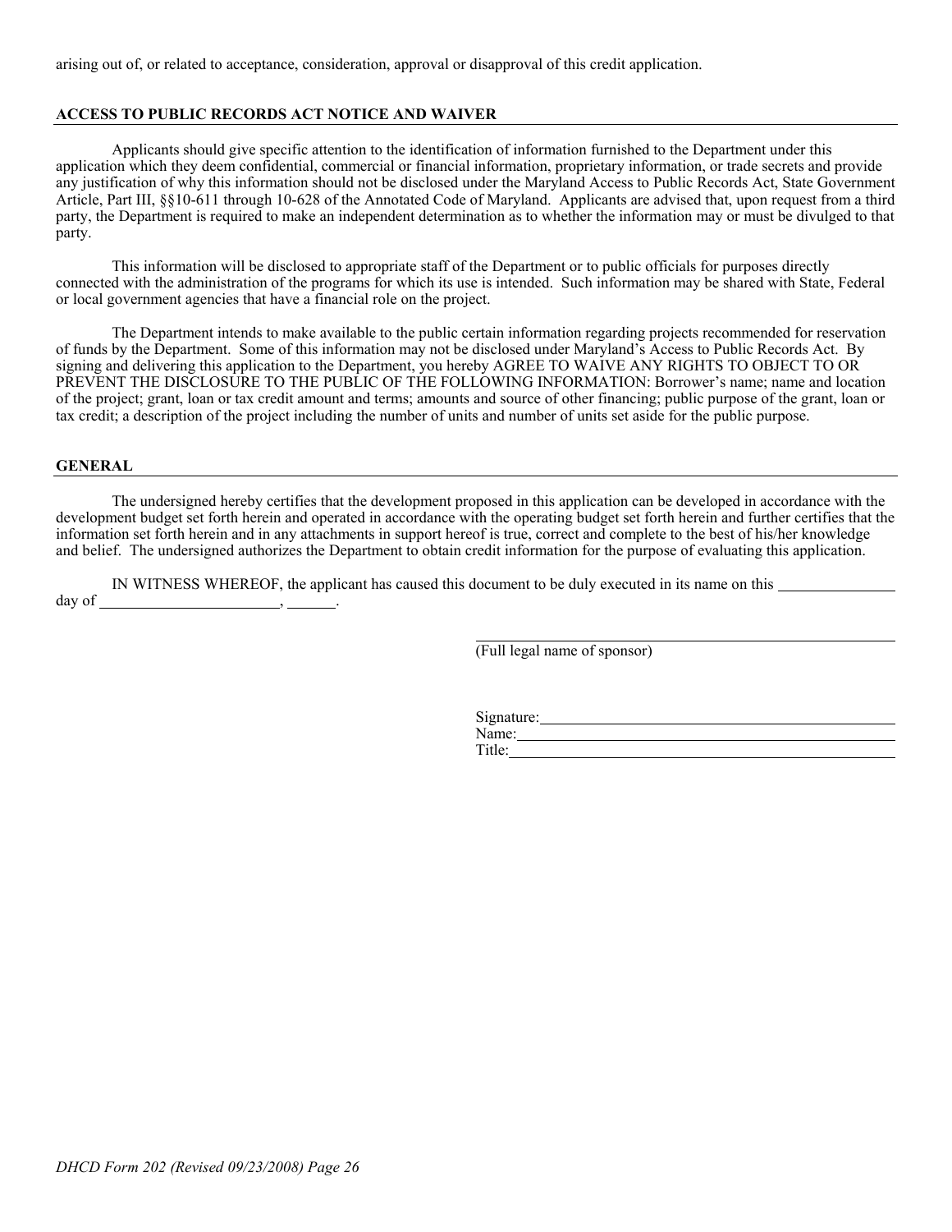arising out of, or related to acceptance, consideration, approval or disapproval of this credit application.

## ACCESS TO PUBLIC RECORDS ACT NOTICE AND WAIVER

Applicants should give specific attention to the identification of information furnished to the Department under this application which they deem confidential, commercial or financial information, proprietary information, or trade secrets and provide any justification of why this information should not be disclosed under the Maryland Access to Public Records Act, State Government Article, Part III, §§10-611 through 10-628 of the Annotated Code of Maryland. Applicants are advised that, upon request from a third party, the Department is required to make an independent determination as to whether the information may or must be divulged to that party.

This information will be disclosed to appropriate staff of the Department or to public officials for purposes directly connected with the administration of the programs for which its use is intended. Such information may be shared with State, Federal or local government agencies that have a financial role on the project.

The Department intends to make available to the public certain information regarding projects recommended for reservation of funds by the Department. Some of this information may not be disclosed under Maryland's Access to Public Records Act. By signing and delivering this application to the Department, you hereby AGREE TO WAIVE ANY RIGHTS TO OBJECT TO OR PREVENT THE DISCLOSURE TO THE PUBLIC OF THE FOLLOWING INFORMATION: Borrower's name; name and location of the project; grant, loan or tax credit amount and terms; amounts and source of other financing; public purpose of the grant, loan or tax credit; a description of the project including the number of units and number of units set aside for the public purpose.

## GENERAL

The undersigned hereby certifies that the development proposed in this application can be developed in accordance with the development budget set forth herein and operated in accordance with the operating budget set forth herein and further certifies that the information set forth herein and in any attachments in support hereof is true, correct and complete to the best of his/her knowledge and belief. The undersigned authorizes the Department to obtain credit information for the purpose of evaluating this application.

IN WITNESS WHEREOF, the applicant has caused this document to be duly executed in its name on this \_\_\_\_\_\_\_\_\_\_ day of \_\_\_\_\_\_\_\_\_\_\_\_\_\_\_\_, \_\_\_\_.

\_\_\_\_\_\_\_\_\_\_\_\_\_\_\_\_\_\_\_\_\_\_\_\_\_\_\_\_\_\_\_\_\_\_\_\_
(Full legal name of sponsor)

Signature: \_\_\_\_\_\_\_\_\_\_\_\_\_\_\_\_\_\_\_\_\_\_\_\_\_\_\_\_\_\_
Name: \_\_\_\_\_\_\_\_\_\_\_\_\_\_\_\_\_\_\_\_\_\_\_\_\_\_\_\_\_\_
Title: \_\_\_\_\_\_\_\_\_\_\_\_\_\_\_\_\_\_\_\_\_\_\_\_\_\_\_\_\_\_